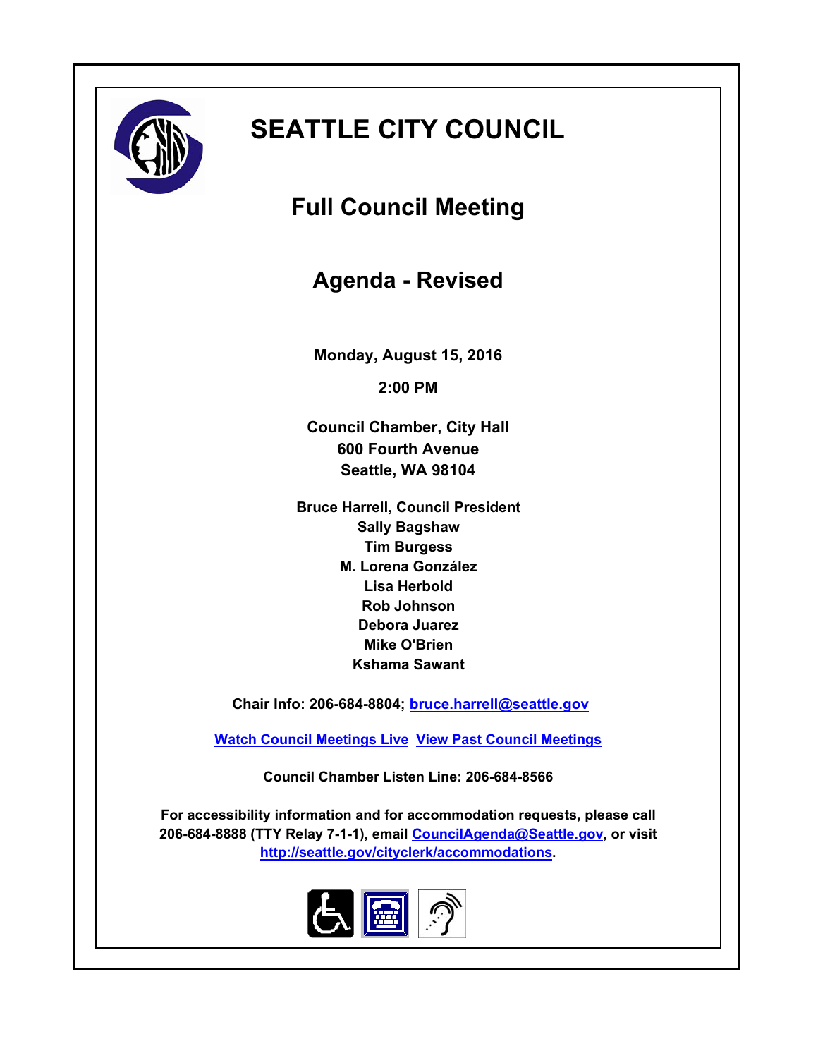# SEATTLE CITY COUNCIL

## Full Council Meeting

## Agenda - Revised

**Monday, August 15, 2016**

**2:00 PM**

**Council Chamber, City Hall**
**600 Fourth Avenue**
**Seattle, WA 98104**

**Bruce Harrell, Council President**
**Sally Bagshaw**
**Tim Burgess**
**M. Lorena González**
**Lisa Herbold**
**Rob Johnson**
**Debora Juarez**
**Mike O'Brien**
**Kshama Sawant**

**Chair Info: 206-684-8804; bruce.harrell@seattle.gov**

**Watch Council Meetings Live  View Past Council Meetings**

**Council Chamber Listen Line: 206-684-8566**

**For accessibility information and for accommodation requests, please call 206-684-8888 (TTY Relay 7-1-1), email CouncilAgenda@Seattle.gov, or visit http://seattle.gov/cityclerk/accommodations.**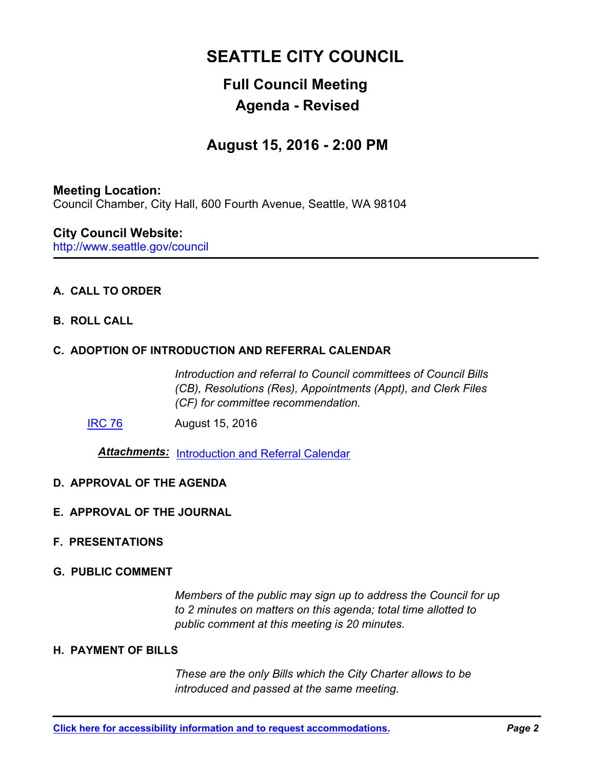# SEATTLE CITY COUNCIL

## Full Council Meeting
## Agenda - Revised

## August 15, 2016 - 2:00 PM

**Meeting Location:**
Council Chamber, City Hall, 600 Fourth Avenue, Seattle, WA 98104

**City Council Website:**
http://www.seattle.gov/council

---

**A. CALL TO ORDER**

**B. ROLL CALL**

**C. ADOPTION OF INTRODUCTION AND REFERRAL CALENDAR**

*Introduction and referral to Council committees of Council Bills (CB), Resolutions (Res), Appointments (Appt), and Clerk Files (CF) for committee recommendation.*

IRC 76 August 15, 2016

***Attachments:*** Introduction and Referral Calendar

**D. APPROVAL OF THE AGENDA**

**E. APPROVAL OF THE JOURNAL**

**F. PRESENTATIONS**

**G. PUBLIC COMMENT**

*Members of the public may sign up to address the Council for up to 2 minutes on matters on this agenda; total time allotted to public comment at this meeting is 20 minutes.*

**H. PAYMENT OF BILLS**

*These are the only Bills which the City Charter allows to be introduced and passed at the same meeting.*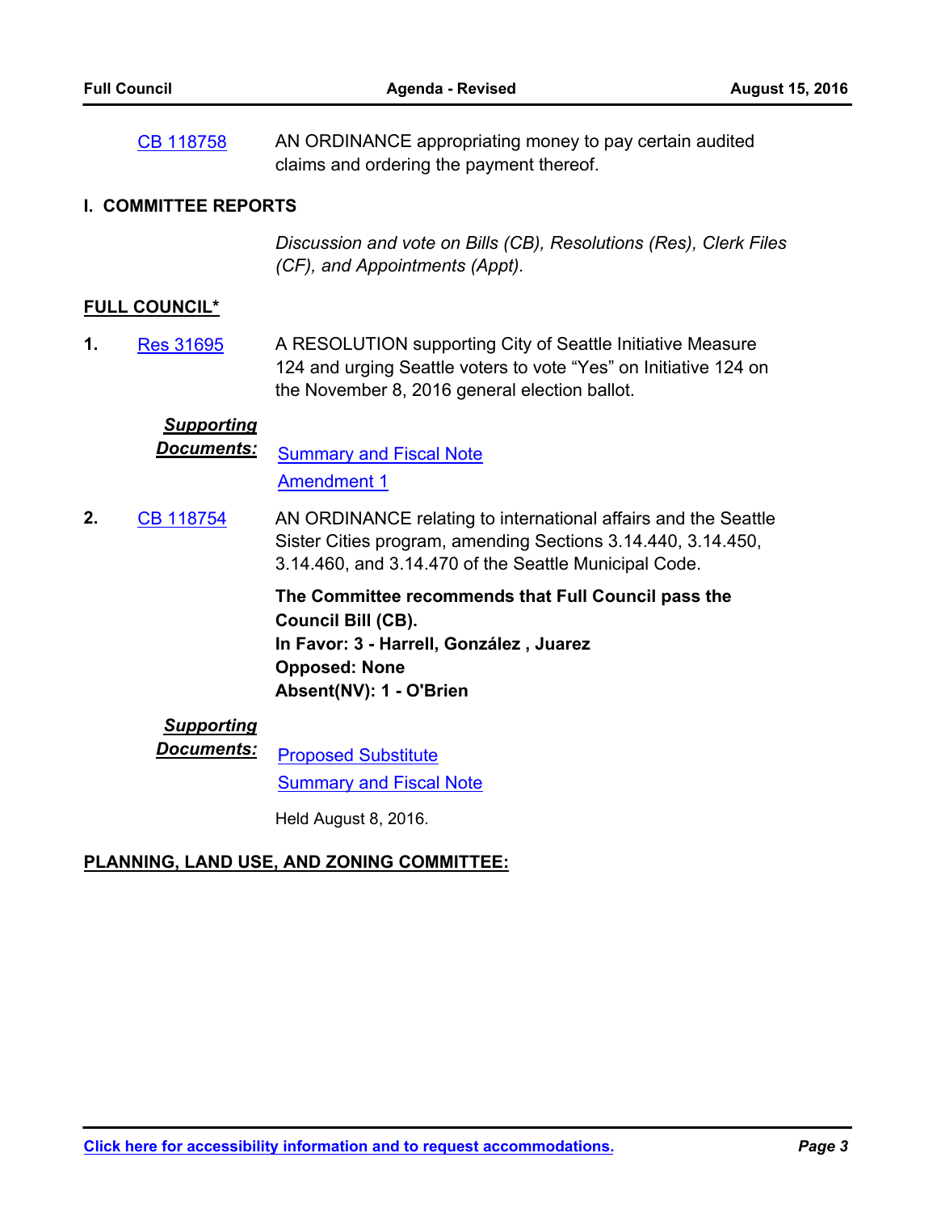CB 118758 AN ORDINANCE appropriating money to pay certain audited claims and ordering the payment thereof.

## I. COMMITTEE REPORTS

*Discussion and vote on Bills (CB), Resolutions (Res), Clerk Files (CF), and Appointments (Appt).*

**FULL COUNCIL***

**1.** Res 31695 A RESOLUTION supporting City of Seattle Initiative Measure 124 and urging Seattle voters to vote "Yes" on Initiative 124 on the November 8, 2016 general election ballot.

***Supporting Documents:***
Summary and Fiscal Note
Amendment 1

**2.** CB 118754 AN ORDINANCE relating to international affairs and the Seattle Sister Cities program, amending Sections 3.14.440, 3.14.450, 3.14.460, and 3.14.470 of the Seattle Municipal Code.

**The Committee recommends that Full Council pass the Council Bill (CB).**
**In Favor: 3 - Harrell, González , Juarez**
**Opposed: None**
**Absent(NV): 1 - O'Brien**

***Supporting Documents:***
Proposed Substitute
Summary and Fiscal Note

Held August 8, 2016.

**PLANNING, LAND USE, AND ZONING COMMITTEE:**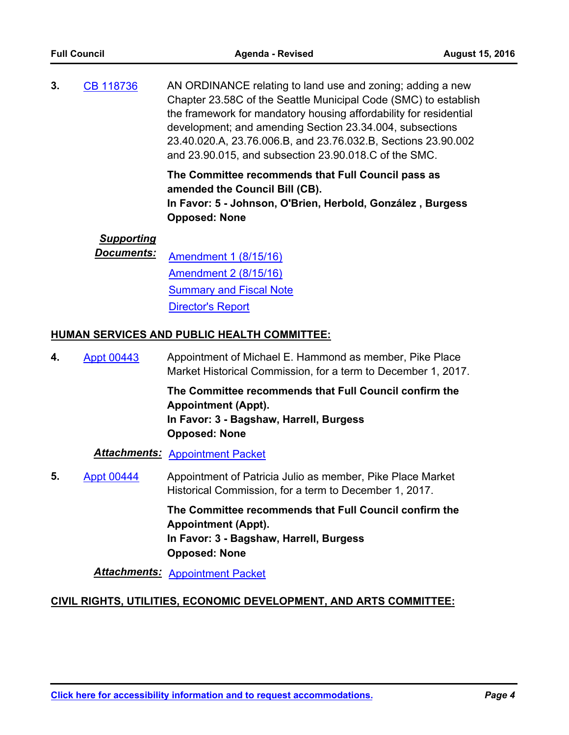**3.** CB 118736

AN ORDINANCE relating to land use and zoning; adding a new Chapter 23.58C of the Seattle Municipal Code (SMC) to establish the framework for mandatory housing affordability for residential development; and amending Section 23.34.004, subsections 23.40.020.A, 23.76.006.B, and 23.76.032.B, Sections 23.90.002 and 23.90.015, and subsection 23.90.018.C of the SMC.

**The Committee recommends that Full Council pass as amended the Council Bill (CB).**
**In Favor: 5 - Johnson, O'Brien, Herbold, González , Burgess**
**Opposed: None**

***Supporting Documents:***
- Amendment 1 (8/15/16)
- Amendment 2 (8/15/16)
- Summary and Fiscal Note
- Director's Report

## HUMAN SERVICES AND PUBLIC HEALTH COMMITTEE:

**4.** Appt 00443

Appointment of Michael E. Hammond as member, Pike Place Market Historical Commission, for a term to December 1, 2017.

**The Committee recommends that Full Council confirm the Appointment (Appt).**
**In Favor: 3 - Bagshaw, Harrell, Burgess**
**Opposed: None**

***Attachments:*** Appointment Packet

**5.** Appt 00444

Appointment of Patricia Julio as member, Pike Place Market Historical Commission, for a term to December 1, 2017.

**The Committee recommends that Full Council confirm the Appointment (Appt).**
**In Favor: 3 - Bagshaw, Harrell, Burgess**
**Opposed: None**

***Attachments:*** Appointment Packet

## CIVIL RIGHTS, UTILITIES, ECONOMIC DEVELOPMENT, AND ARTS COMMITTEE: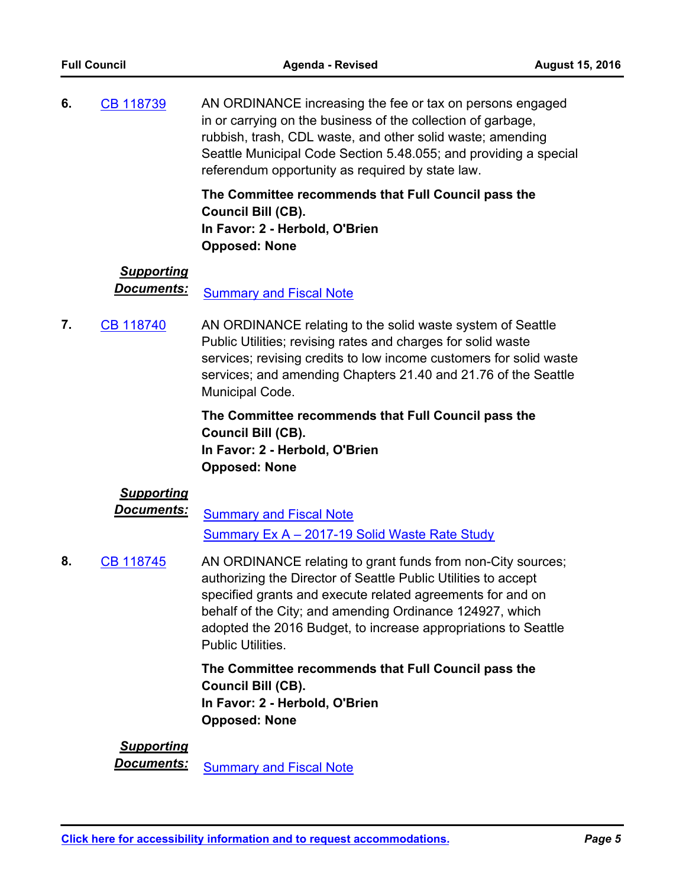**6.** CB 118739

AN ORDINANCE increasing the fee or tax on persons engaged in or carrying on the business of the collection of garbage, rubbish, trash, CDL waste, and other solid waste; amending Seattle Municipal Code Section 5.48.055; and providing a special referendum opportunity as required by state law.

**The Committee recommends that Full Council pass the Council Bill (CB).**
**In Favor: 2 - Herbold, O'Brien**
**Opposed: None**

***Supporting Documents:*** Summary and Fiscal Note

**7.** CB 118740

AN ORDINANCE relating to the solid waste system of Seattle Public Utilities; revising rates and charges for solid waste services; revising credits to low income customers for solid waste services; and amending Chapters 21.40 and 21.76 of the Seattle Municipal Code.

**The Committee recommends that Full Council pass the Council Bill (CB).**
**In Favor: 2 - Herbold, O'Brien**
**Opposed: None**

***Supporting Documents:*** Summary and Fiscal Note
Summary Ex A – 2017-19 Solid Waste Rate Study

**8.** CB 118745

AN ORDINANCE relating to grant funds from non-City sources; authorizing the Director of Seattle Public Utilities to accept specified grants and execute related agreements for and on behalf of the City; and amending Ordinance 124927, which adopted the 2016 Budget, to increase appropriations to Seattle Public Utilities.

**The Committee recommends that Full Council pass the Council Bill (CB).**
**In Favor: 2 - Herbold, O'Brien**
**Opposed: None**

***Supporting Documents:*** Summary and Fiscal Note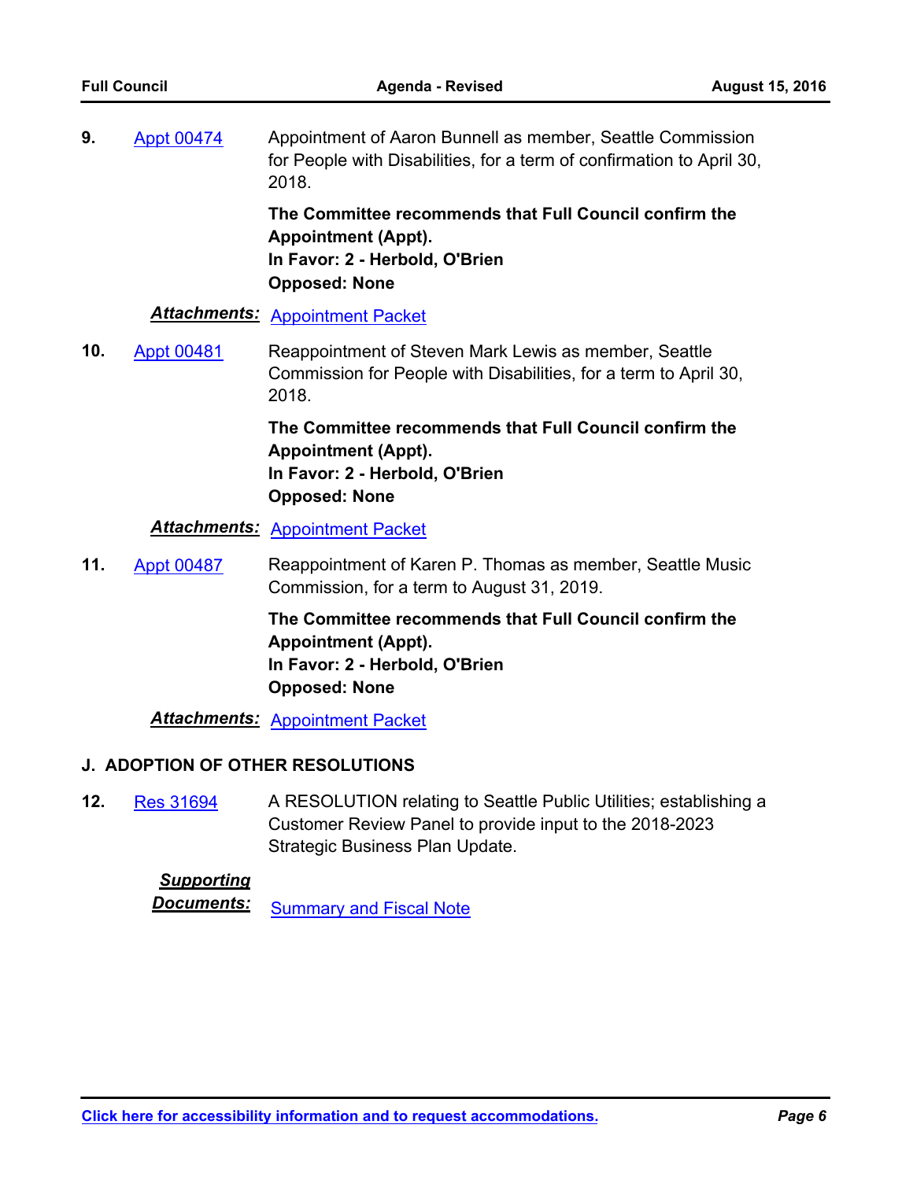**9.** Appt 00474 — Appointment of Aaron Bunnell as member, Seattle Commission for People with Disabilities, for a term of confirmation to April 30, 2018.

**The Committee recommends that Full Council confirm the Appointment (Appt).**
**In Favor: 2 - Herbold, O'Brien**
**Opposed: None**

***Attachments:*** Appointment Packet

**10.** Appt 00481 — Reappointment of Steven Mark Lewis as member, Seattle Commission for People with Disabilities, for a term to April 30, 2018.

**The Committee recommends that Full Council confirm the Appointment (Appt).**
**In Favor: 2 - Herbold, O'Brien**
**Opposed: None**

***Attachments:*** Appointment Packet

**11.** Appt 00487 — Reappointment of Karen P. Thomas as member, Seattle Music Commission, for a term to August 31, 2019.

**The Committee recommends that Full Council confirm the Appointment (Appt).**
**In Favor: 2 - Herbold, O'Brien**
**Opposed: None**

***Attachments:*** Appointment Packet

## J. ADOPTION OF OTHER RESOLUTIONS

**12.** Res 31694 — A RESOLUTION relating to Seattle Public Utilities; establishing a Customer Review Panel to provide input to the 2018-2023 Strategic Business Plan Update.

***Supporting Documents:*** Summary and Fiscal Note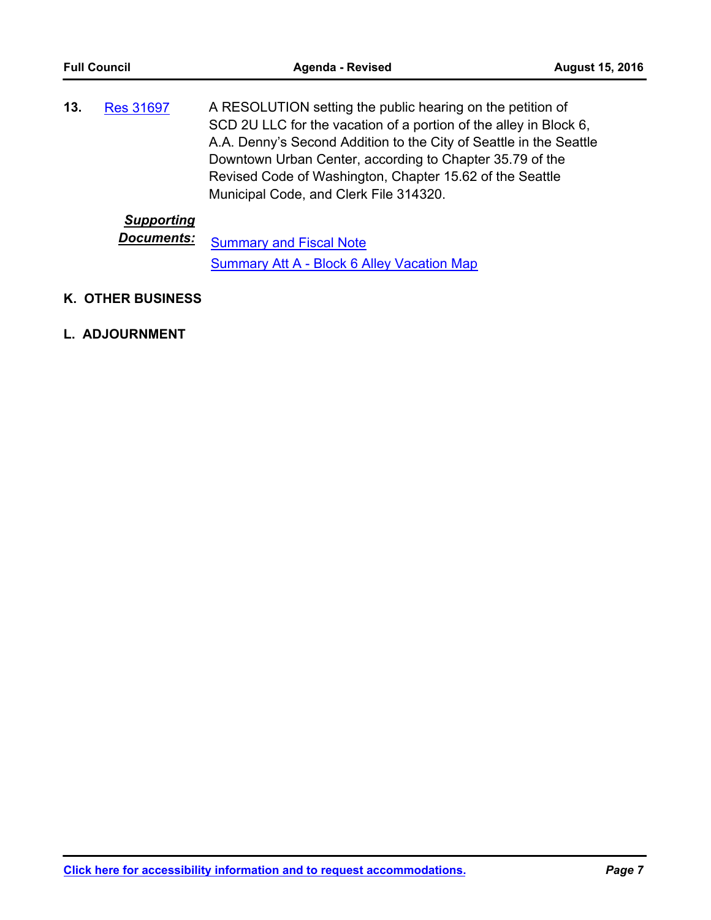**13.** Res 31697 A RESOLUTION setting the public hearing on the petition of SCD 2U LLC for the vacation of a portion of the alley in Block 6, A.A. Denny's Second Addition to the City of Seattle in the Seattle Downtown Urban Center, according to Chapter 35.79 of the Revised Code of Washington, Chapter 15.62 of the Seattle Municipal Code, and Clerk File 314320.

***Supporting Documents:***
Summary and Fiscal Note
Summary Att A - Block 6 Alley Vacation Map

## K. OTHER BUSINESS

## L. ADJOURNMENT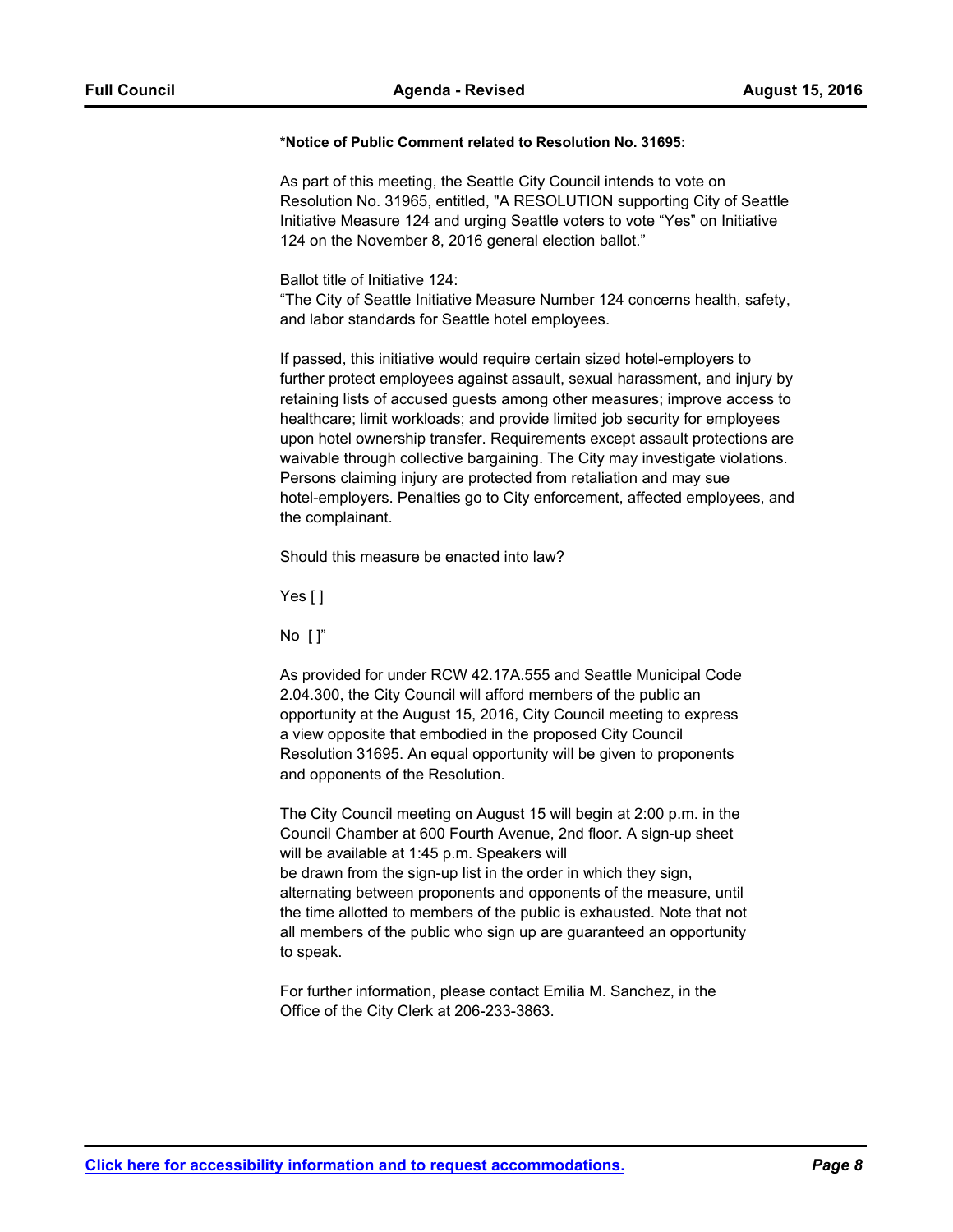**\*Notice of Public Comment related to Resolution No. 31695:**

As part of this meeting, the Seattle City Council intends to vote on Resolution No. 31965, entitled, "A RESOLUTION supporting City of Seattle Initiative Measure 124 and urging Seattle voters to vote "Yes" on Initiative 124 on the November 8, 2016 general election ballot."

Ballot title of Initiative 124:
"The City of Seattle Initiative Measure Number 124 concerns health, safety, and labor standards for Seattle hotel employees.

If passed, this initiative would require certain sized hotel-employers to further protect employees against assault, sexual harassment, and injury by retaining lists of accused guests among other measures; improve access to healthcare; limit workloads; and provide limited job security for employees upon hotel ownership transfer. Requirements except assault protections are waivable through collective bargaining. The City may investigate violations. Persons claiming injury are protected from retaliation and may sue hotel-employers. Penalties go to City enforcement, affected employees, and the complainant.

Should this measure be enacted into law?

Yes [ ]

No [ ]"

As provided for under RCW 42.17A.555 and Seattle Municipal Code 2.04.300, the City Council will afford members of the public an opportunity at the August 15, 2016, City Council meeting to express a view opposite that embodied in the proposed City Council Resolution 31695. An equal opportunity will be given to proponents and opponents of the Resolution.

The City Council meeting on August 15 will begin at 2:00 p.m. in the Council Chamber at 600 Fourth Avenue, 2nd floor. A sign-up sheet will be available at 1:45 p.m. Speakers will be drawn from the sign-up list in the order in which they sign, alternating between proponents and opponents of the measure, until the time allotted to members of the public is exhausted. Note that not all members of the public who sign up are guaranteed an opportunity to speak.

For further information, please contact Emilia M. Sanchez, in the Office of the City Clerk at 206-233-3863.